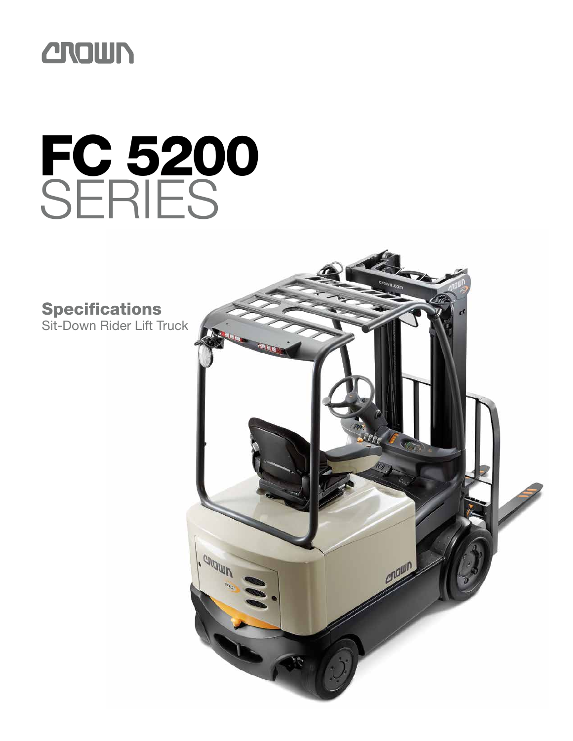CROWN

# FC 5200 SERIES

## Specifications

Sit-Down Rider Lift Truck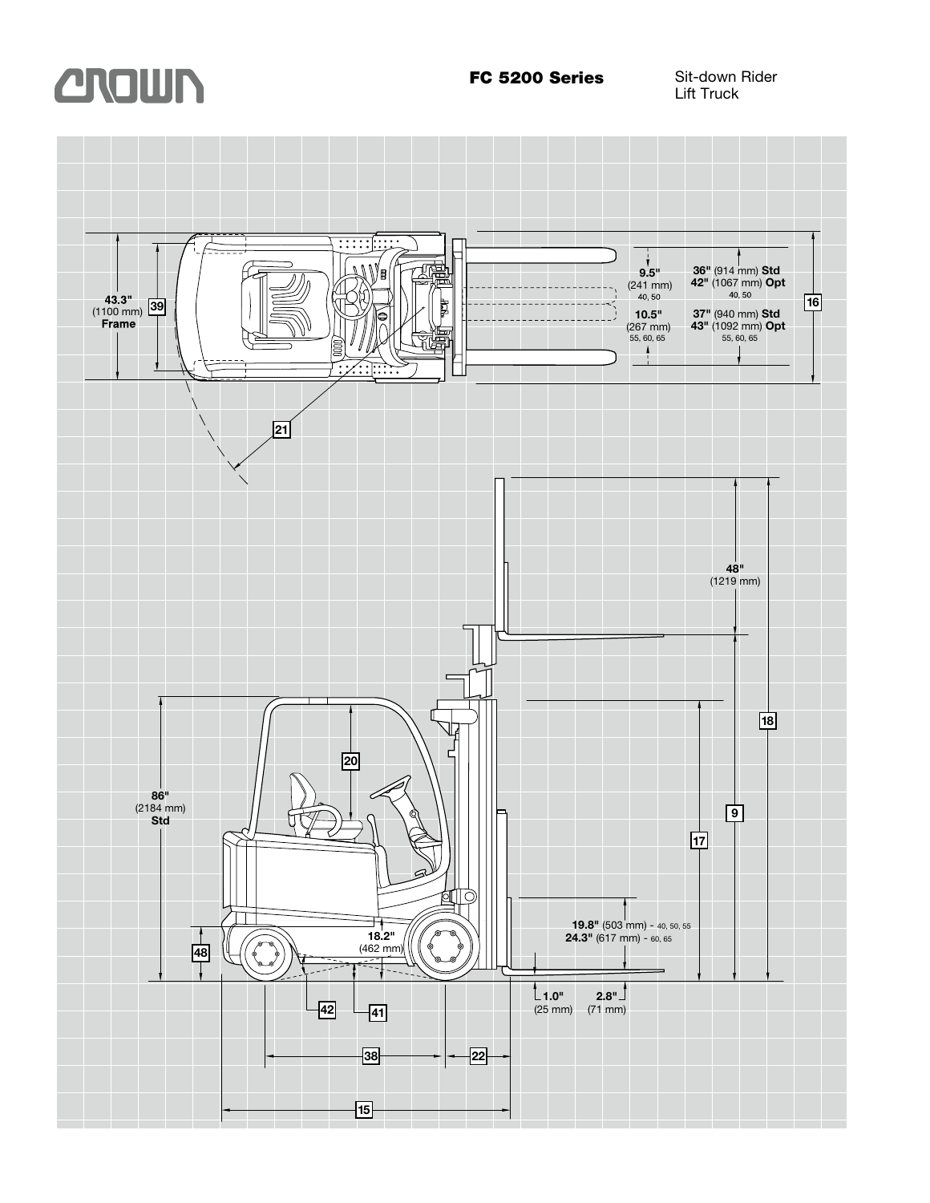# FC 5200 Series

Sit-down Rider Lift Truck

43.3" (1100 mm) Frame

39

9.5" (241 mm) 40, 50

10.5" (267 mm) 55, 60, 65

36" (914 mm) Std
42" (1067 mm) Opt
40, 50

37" (940 mm) Std
43" (1092 mm) Opt
55, 60, 65

16

21

48" (1219 mm)

18

20

86" (2184 mm) Std

9

17

19.8" (503 mm) - 40, 50, 55
24.3" (617 mm) - 60, 65

18.2" (462 mm)

48

42

41

1.0" (25 mm)

2.8" (71 mm)

38

22

15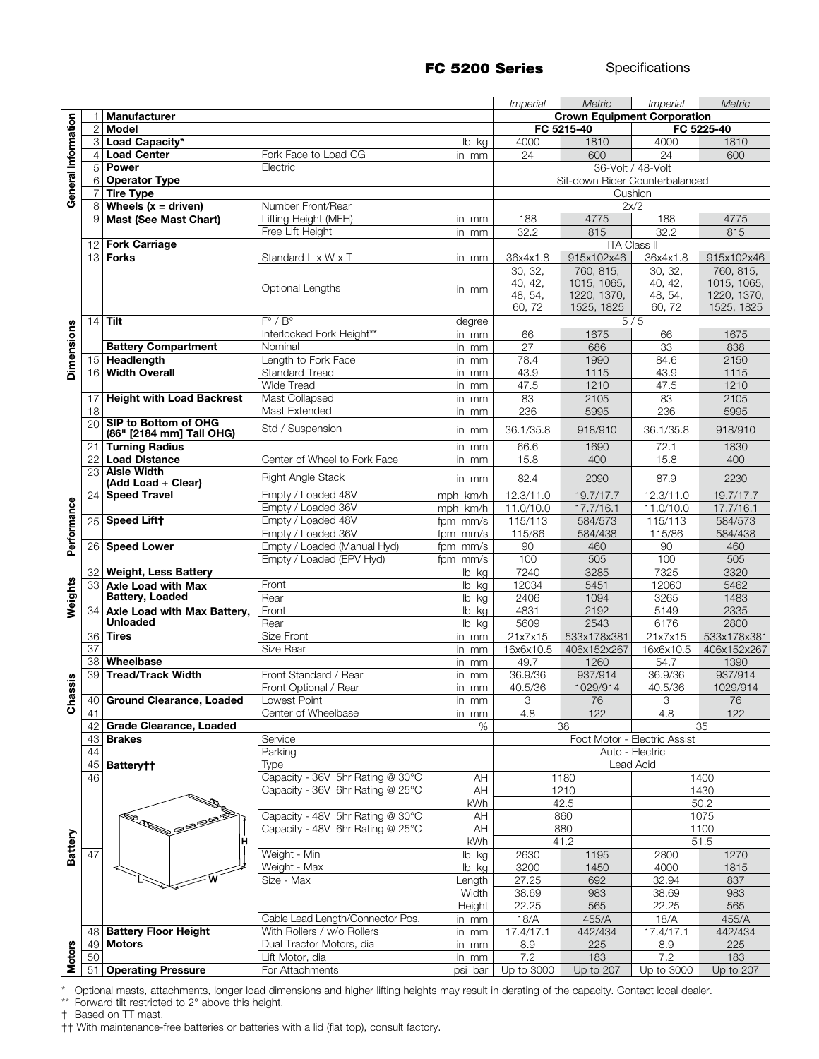# FC 5200 Series

Specifications

| | # | Item | Description | Units | Imperial | Metric | Imperial | Metric |
|---|---|---|---|---|---|---|---|---|
| General Information | 1 | **Manufacturer** | | | Crown Equipment Corporation | | | |
| | 2 | **Model** | | | FC 5215-40 | | FC 5225-40 | |
| | 3 | **Load Capacity*** | | lb kg | 4000 | 1810 | 4000 | 1810 |
| | 4 | **Load Center** | Fork Face to Load CG | in mm | 24 | 600 | 24 | 600 |
| | 5 | **Power** | Electric | | 36-Volt / 48-Volt | | | |
| | 6 | **Operator Type** | | | Sit-down Rider Counterbalanced | | | |
| | 7 | **Tire Type** | | | Cushion | | | |
| | 8 | **Wheels (x = driven)** | Number Front/Rear | | 2x/2 | | | |
| Dimensions | 9 | **Mast (See Mast Chart)** | Lifting Height (MFH) | in mm | 188 | 4775 | 188 | 4775 |
| | | | Free Lift Height | in mm | 32.2 | 815 | 32.2 | 815 |
| | 12 | **Fork Carriage** | | | ITA Class II | | | |
| | 13 | **Forks** | Standard L x W x T | in mm | 36x4x1.8 | 915x102x46 | 36x4x1.8 | 915x102x46 |
| | | | Optional Lengths | in mm | 30, 32, 40, 42, 48, 54, 60, 72 | 760, 815, 1015, 1065, 1220, 1370, 1525, 1825 | 30, 32, 40, 42, 48, 54, 60, 72 | 760, 815, 1015, 1065, 1220, 1370, 1525, 1825 |
| | 14 | **Tilt** | F° / B° | degree | 5 / 5 | | | |
| | | | Interlocked Fork Height** | in mm | 66 | 1675 | 66 | 1675 |
| | | **Battery Compartment** | Nominal | in mm | 27 | 686 | 33 | 838 |
| | 15 | **Headlength** | Length to Fork Face | in mm | 78.4 | 1990 | 84.6 | 2150 |
| | 16 | **Width Overall** | Standard Tread | in mm | 43.9 | 1115 | 43.9 | 1115 |
| | | | Wide Tread | in mm | 47.5 | 1210 | 47.5 | 1210 |
| | 17 | **Height with Load Backrest** | Mast Collapsed | in mm | 83 | 2105 | 83 | 2105 |
| | 18 | | Mast Extended | in mm | 236 | 5995 | 236 | 5995 |
| | 20 | **SIP to Bottom of OHG (86" [2184 mm] Tall OHG)** | Std / Suspension | in mm | 36.1/35.8 | 918/910 | 36.1/35.8 | 918/910 |
| | 21 | **Turning Radius** | | in mm | 66.6 | 1690 | 72.1 | 1830 |
| | 22 | **Load Distance** | Center of Wheel to Fork Face | in mm | 15.8 | 400 | 15.8 | 400 |
| | 23 | **Aisle Width (Add Load + Clear)** | Right Angle Stack | in mm | 82.4 | 2090 | 87.9 | 2230 |
| Performance | 24 | **Speed Travel** | Empty / Loaded 48V | mph km/h | 12.3/11.0 | 19.7/17.7 | 12.3/11.0 | 19.7/17.7 |
| | | | Empty / Loaded 36V | mph km/h | 11.0/10.0 | 17.7/16.1 | 11.0/10.0 | 17.7/16.1 |
| | 25 | **Speed Lift†** | Empty / Loaded 48V | fpm mm/s | 115/113 | 584/573 | 115/113 | 584/573 |
| | | | Empty / Loaded 36V | fpm mm/s | 115/86 | 584/438 | 115/86 | 584/438 |
| | 26 | **Speed Lower** | Empty / Loaded (Manual Hyd) | fpm mm/s | 90 | 460 | 90 | 460 |
| | | | Empty / Loaded (EPV Hyd) | fpm mm/s | 100 | 505 | 100 | 505 |
| Weights | 32 | **Weight, Less Battery** | | lb kg | 7240 | 3285 | 7325 | 3320 |
| | 33 | **Axle Load with Max Battery, Loaded** | Front | lb kg | 12034 | 5451 | 12060 | 5462 |
| | | | Rear | lb kg | 2406 | 1094 | 3265 | 1483 |
| | 34 | **Axle Load with Max Battery, Unloaded** | Front | lb kg | 4831 | 2192 | 5149 | 2335 |
| | | | Rear | lb kg | 5609 | 2543 | 6176 | 2800 |
| Chassis | 36 | **Tires** | Size Front | in mm | 21x7x15 | 533x178x381 | 21x7x15 | 533x178x381 |
| | 37 | | Size Rear | in mm | 16x6x10.5 | 406x152x267 | 16x6x10.5 | 406x152x267 |
| | 38 | **Wheelbase** | | in mm | 49.7 | 1260 | 54.7 | 1390 |
| | 39 | **Tread/Track Width** | Front Standard / Rear | in mm | 36.9/36 | 937/914 | 36.9/36 | 937/914 |
| | | | Front Optional / Rear | in mm | 40.5/36 | 1029/914 | 40.5/36 | 1029/914 |
| | 40 | **Ground Clearance, Loaded** | Lowest Point | in mm | 3 | 76 | 3 | 76 |
| | 41 | | Center of Wheelbase | in mm | 4.8 | 122 | 4.8 | 122 |
| | 42 | **Grade Clearance, Loaded** | | % | 38 | | 35 | |
| | 43 | **Brakes** | Service | | Foot Motor - Electric Assist | | | |
| | 44 | | Parking | | Auto - Electric | | | |
| Battery | 45 | **Battery††** | Type | | Lead Acid | | | |
| | 46 | | Capacity - 36V 5hr Rating @ 30°C | AH | 1180 | | 1400 | |
| | | | Capacity - 36V 6hr Rating @ 25°C | AH | 1210 | | 1430 | |
| | | | | kWh | 42.5 | | 50.2 | |
| | | | Capacity - 48V 5hr Rating @ 30°C | AH | 860 | | 1075 | |
| | | | Capacity - 48V 6hr Rating @ 25°C | AH | 880 | | 1100 | |
| | | | | kWh | 41.2 | | 51.5 | |
| | 47 | | Weight - Min | lb kg | 2630 | 1195 | 2800 | 1270 |
| | | | Weight - Max | lb kg | 3200 | 1450 | 4000 | 1815 |
| | | | Size - Max | Length | 27.25 | 692 | 32.94 | 837 |
| | | | | Width | 38.69 | 983 | 38.69 | 983 |
| | | | | Height | 22.25 | 565 | 22.25 | 565 |
| | | | Cable Lead Length/Connector Pos. | in mm | 18/A | 455/A | 18/A | 455/A |
| | 48 | **Battery Floor Height** | With Rollers / w/o Rollers | in mm | 17.4/17.1 | 442/434 | 17.4/17.1 | 442/434 |
| Motors | 49 | **Motors** | Dual Tractor Motors, dia | in mm | 8.9 | 225 | 8.9 | 225 |
| | 50 | | Lift Motor, dia | in mm | 7.2 | 183 | 7.2 | 183 |
| | 51 | **Operating Pressure** | For Attachments | psi bar | Up to 3000 | Up to 207 | Up to 3000 | Up to 207 |

\* Optional masts, attachments, longer load dimensions and higher lifting heights may result in derating of the capacity. Contact local dealer.

\*\* Forward tilt restricted to 2° above this height.

† Based on TT mast.

†† With maintenance-free batteries or batteries with a lid (flat top), consult factory.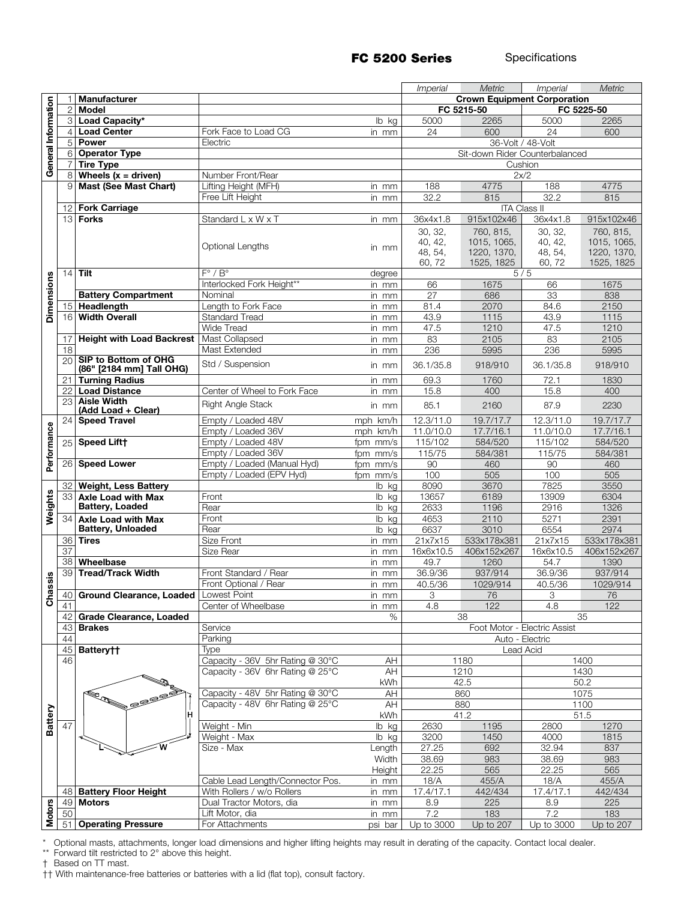## FC 5200 Series Specifications

| Section | # | Item | Description | Units | Imperial | Metric | Imperial | Metric |
|---|---|---|---|---|---|---|---|---|
| General Information | 1 | **Manufacturer** | | | Crown Equipment Corporation | | | |
| | 2 | **Model** | | | FC 5215-50 | | FC 5225-50 | |
| | 3 | **Load Capacity*** | | lb kg | 5000 | 2265 | 5000 | 2265 |
| | 4 | **Load Center** | Fork Face to Load CG | in mm | 24 | 600 | 24 | 600 |
| | 5 | **Power** | Electric | | 36-Volt / 48-Volt | | | |
| | 6 | **Operator Type** | | | Sit-down Rider Counterbalanced | | | |
| | 7 | **Tire Type** | | | Cushion | | | |
| | 8 | **Wheels (x = driven)** | Number Front/Rear | | 2x/2 | | | |
| Dimensions | 9 | **Mast (See Mast Chart)** | Lifting Height (MFH) | in mm | 188 | 4775 | 188 | 4775 |
| | | | Free Lift Height | in mm | 32.2 | 815 | 32.2 | 815 |
| | 12 | **Fork Carriage** | | | ITA Class II | | | |
| | 13 | **Forks** | Standard L x W x T | in mm | 36x4x1.8 | 915x102x46 | 36x4x1.8 | 915x102x46 |
| | | | Optional Lengths | in mm | 30, 32, 40, 42, 48, 54, 60, 72 | 760, 815, 1015, 1065, 1220, 1370, 1525, 1825 | 30, 32, 40, 42, 48, 54, 60, 72 | 760, 815, 1015, 1065, 1220, 1370, 1525, 1825 |
| | 14 | **Tilt** | F° / B° | degree | 5 / 5 | | | |
| | | | Interlocked Fork Height** | in mm | 66 | 1675 | 66 | 1675 |
| | | **Battery Compartment** | Nominal | in mm | 27 | 686 | 33 | 838 |
| | 15 | **Headlength** | Length to Fork Face | in mm | 81.4 | 2070 | 84.6 | 2150 |
| | 16 | **Width Overall** | Standard Tread | in mm | 43.9 | 1115 | 43.9 | 1115 |
| | | | Wide Tread | in mm | 47.5 | 1210 | 47.5 | 1210 |
| | 17 | **Height with Load Backrest** | Mast Collapsed | in mm | 83 | 2105 | 83 | 2105 |
| | 18 | | Mast Extended | in mm | 236 | 5995 | 236 | 5995 |
| | 20 | **SIP to Bottom of OHG (86" [2184 mm] Tall OHG)** | Std / Suspension | in mm | 36.1/35.8 | 918/910 | 36.1/35.8 | 918/910 |
| | 21 | **Turning Radius** | | in mm | 69.3 | 1760 | 72.1 | 1830 |
| | 22 | **Load Distance** | Center of Wheel to Fork Face | in mm | 15.8 | 400 | 15.8 | 400 |
| | 23 | **Aisle Width (Add Load + Clear)** | Right Angle Stack | in mm | 85.1 | 2160 | 87.9 | 2230 |
| Performance | 24 | **Speed Travel** | Empty / Loaded 48V | mph km/h | 12.3/11.0 | 19.7/17.7 | 12.3/11.0 | 19.7/17.7 |
| | | | Empty / Loaded 36V | mph km/h | 11.0/10.0 | 17.7/16.1 | 11.0/10.0 | 17.7/16.1 |
| | 25 | **Speed Lift†** | Empty / Loaded 48V | fpm mm/s | 115/102 | 584/520 | 115/102 | 584/520 |
| | | | Empty / Loaded 36V | fpm mm/s | 115/75 | 584/381 | 115/75 | 584/381 |
| | 26 | **Speed Lower** | Empty / Loaded (Manual Hyd) | fpm mm/s | 90 | 460 | 90 | 460 |
| | | | Empty / Loaded (EPV Hyd) | fpm mm/s | 100 | 505 | 100 | 505 |
| Weights | 32 | **Weight, Less Battery** | | lb kg | 8090 | 3670 | 7825 | 3550 |
| | 33 | **Axle Load with Max Battery, Loaded** | Front | lb kg | 13657 | 6189 | 13909 | 6304 |
| | | | Rear | lb kg | 2633 | 1196 | 2916 | 1326 |
| | 34 | **Axle Load with Max Battery, Unloaded** | Front | lb kg | 4653 | 2110 | 5271 | 2391 |
| | | | Rear | lb kg | 6637 | 3010 | 6554 | 2974 |
| Chassis | 36 | **Tires** | Size Front | in mm | 21x7x15 | 533x178x381 | 21x7x15 | 533x178x381 |
| | 37 | | Size Rear | in mm | 16x6x10.5 | 406x152x267 | 16x6x10.5 | 406x152x267 |
| | 38 | **Wheelbase** | | in mm | 49.7 | 1260 | 54.7 | 1390 |
| | 39 | **Tread/Track Width** | Front Standard / Rear | in mm | 36.9/36 | 937/914 | 36.9/36 | 937/914 |
| | | | Front Optional / Rear | in mm | 40.5/36 | 1029/914 | 40.5/36 | 1029/914 |
| | 40 | **Ground Clearance, Loaded** | Lowest Point | in mm | 3 | 76 | 3 | 76 |
| | 41 | | Center of Wheelbase | in mm | 4.8 | 122 | 4.8 | 122 |
| | 42 | **Grade Clearance, Loaded** | | % | 38 | | 35 | |
| | 43 | **Brakes** | Service | | Foot Motor - Electric Assist | | | |
| | 44 | | Parking | | Auto - Electric | | | |
| Battery | 45 | **Battery††** | Type | | Lead Acid | | | |
| | 46 | | Capacity - 36V 5hr Rating @ 30°C | AH | 1180 | | 1400 | |
| | | | Capacity - 36V 6hr Rating @ 25°C | AH | 1210 | | 1430 | |
| | | | | kWh | 42.5 | | 50.2 | |
| | | | Capacity - 48V 5hr Rating @ 30°C | AH | 860 | | 1075 | |
| | | | Capacity - 48V 6hr Rating @ 25°C | AH | 880 | | 1100 | |
| | | | | kWh | 41.2 | | 51.5 | |
| | 47 | | Weight - Min | lb kg | 2630 | 1195 | 2800 | 1270 |
| | | | Weight - Max | lb kg | 3200 | 1450 | 4000 | 1815 |
| | | | Size - Max | Length | 27.25 | 692 | 32.94 | 837 |
| | | | | Width | 38.69 | 983 | 38.69 | 983 |
| | | | | Height | 22.25 | 565 | 22.25 | 565 |
| | | | Cable Lead Length/Connector Pos. | in mm | 18/A | 455/A | 18/A | 455/A |
| | 48 | **Battery Floor Height** | With Rollers / w/o Rollers | in mm | 17.4/17.1 | 442/434 | 17.4/17.1 | 442/434 |
| Motors | 49 | **Motors** | Dual Tractor Motors, dia | in mm | 8.9 | 225 | 8.9 | 225 |
| | 50 | | Lift Motor, dia | in mm | 7.2 | 183 | 7.2 | 183 |
| | 51 | **Operating Pressure** | For Attachments | psi bar | Up to 3000 | Up to 207 | Up to 3000 | Up to 207 |

\* Optional masts, attachments, longer load dimensions and higher lifting heights may result in derating of the capacity. Contact local dealer.

\*\* Forward tilt restricted to 2° above this height.

† Based on TT mast.

†† With maintenance-free batteries or batteries with a lid (flat top), consult factory.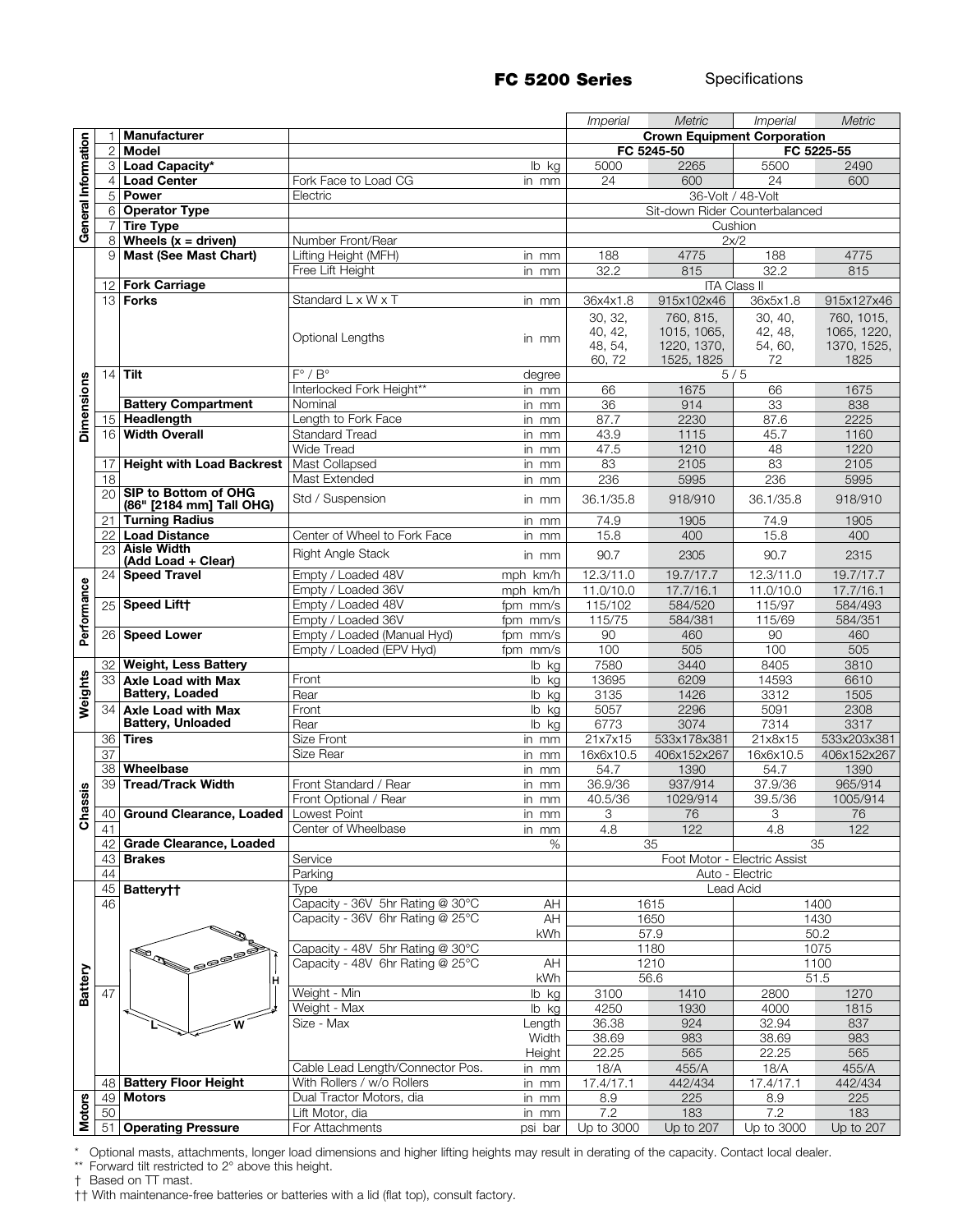# FC 5200 Series

Specifications

| Section | # | Item | Description | Units | Imperial | Metric | Imperial | Metric |
|---|---|---|---|---|---|---|---|---|
| General Information | 1 | Manufacturer | | | Crown Equipment Corporation | | | |
| | 2 | Model | | | FC 5245-50 | | FC 5225-55 | |
| | 3 | Load Capacity* | | lb kg | 5000 | 2265 | 5500 | 2490 |
| | 4 | Load Center | Fork Face to Load CG | in mm | 24 | 600 | 24 | 600 |
| | 5 | Power | Electric | | 36-Volt / 48-Volt | | | |
| | 6 | Operator Type | | | Sit-down Rider Counterbalanced | | | |
| | 7 | Tire Type | | | Cushion | | | |
| | 8 | Wheels (x = driven) | Number Front/Rear | | 2x/2 | | | |
| Dimensions | 9 | Mast (See Mast Chart) | Lifting Height (MFH) | in mm | 188 | 4775 | 188 | 4775 |
| | | | Free Lift Height | in mm | 32.2 | 815 | 32.2 | 815 |
| | 12 | Fork Carriage | | | ITA Class II | | | |
| | 13 | Forks | Standard L x W x T | in mm | 36x4x1.8 | 915x102x46 | 36x5x1.8 | 915x127x46 |
| | | | Optional Lengths | in mm | 30, 32, 40, 42, 48, 54, 60, 72 | 760, 815, 1015, 1065, 1220, 1370, 1525, 1825 | 30, 40, 42, 48, 54, 60, 72 | 760, 1015, 1065, 1220, 1370, 1525, 1825 |
| | 14 | Tilt | F° / B° | degree | 5 / 5 | | | |
| | | | Interlocked Fork Height** | in mm | 66 | 1675 | 66 | 1675 |
| | | Battery Compartment | Nominal | in mm | 36 | 914 | 33 | 838 |
| | 15 | Headlength | Length to Fork Face | in mm | 87.7 | 2230 | 87.6 | 2225 |
| | 16 | Width Overall | Standard Tread | in mm | 43.9 | 1115 | 45.7 | 1160 |
| | | | Wide Tread | in mm | 47.5 | 1210 | 48 | 1220 |
| | 17 | Height with Load Backrest | Mast Collapsed | in mm | 83 | 2105 | 83 | 2105 |
| | 18 | | Mast Extended | in mm | 236 | 5995 | 236 | 5995 |
| | 20 | SIP to Bottom of OHG (86" [2184 mm] Tall OHG) | Std / Suspension | in mm | 36.1/35.8 | 918/910 | 36.1/35.8 | 918/910 |
| | 21 | Turning Radius | | in mm | 74.9 | 1905 | 74.9 | 1905 |
| | 22 | Load Distance | Center of Wheel to Fork Face | in mm | 15.8 | 400 | 15.8 | 400 |
| | 23 | Aisle Width (Add Load + Clear) | Right Angle Stack | in mm | 90.7 | 2305 | 90.7 | 2315 |
| Performance | 24 | Speed Travel | Empty / Loaded 48V | mph km/h | 12.3/11.0 | 19.7/17.7 | 12.3/11.0 | 19.7/17.7 |
| | | | Empty / Loaded 36V | mph km/h | 11.0/10.0 | 17.7/16.1 | 11.0/10.0 | 17.7/16.1 |
| | 25 | Speed Lift† | Empty / Loaded 48V | fpm mm/s | 115/102 | 584/520 | 115/97 | 584/493 |
| | | | Empty / Loaded 36V | fpm mm/s | 115/75 | 584/381 | 115/69 | 584/351 |
| | 26 | Speed Lower | Empty / Loaded (Manual Hyd) | fpm mm/s | 90 | 460 | 90 | 460 |
| | | | Empty / Loaded (EPV Hyd) | fpm mm/s | 100 | 505 | 100 | 505 |
| Weights | 32 | Weight, Less Battery | | lb kg | 7580 | 3440 | 8405 | 3810 |
| | 33 | Axle Load with Max Battery, Loaded | Front | lb kg | 13695 | 6209 | 14593 | 6610 |
| | | | Rear | lb kg | 3135 | 1426 | 3312 | 1505 |
| | 34 | Axle Load with Max Battery, Unloaded | Front | lb kg | 5057 | 2296 | 5091 | 2308 |
| | | | Rear | lb kg | 6773 | 3074 | 7314 | 3317 |
| Chassis | 36 | Tires | Size Front | in mm | 21x7x15 | 533x178x381 | 21x8x15 | 533x203x381 |
| | 37 | | Size Rear | in mm | 16x6x10.5 | 406x152x267 | 16x6x10.5 | 406x152x267 |
| | 38 | Wheelbase | | in mm | 54.7 | 1390 | 54.7 | 1390 |
| | 39 | Tread/Track Width | Front Standard / Rear | in mm | 36.9/36 | 937/914 | 37.9/36 | 965/914 |
| | | | Front Optional / Rear | in mm | 40.5/36 | 1029/914 | 39.5/36 | 1005/914 |
| | 40 | Ground Clearance, Loaded | Lowest Point | in mm | 3 | 76 | 3 | 76 |
| | 41 | | Center of Wheelbase | in mm | 4.8 | 122 | 4.8 | 122 |
| | 42 | Grade Clearance, Loaded | | % | 35 | | 35 | |
| | 43 | Brakes | Service | | Foot Motor - Electric Assist | | | |
| | 44 | | Parking | | Auto - Electric | | | |
| Battery | 45 | Battery†† | Type | | Lead Acid | | | |
| | 46 | | Capacity - 36V 5hr Rating @ 30°C | AH | 1615 | | 1400 | |
| | | | Capacity - 36V 6hr Rating @ 25°C | AH | 1650 | | 1430 | |
| | | | | kWh | 57.9 | | 50.2 | |
| | | | Capacity - 48V 5hr Rating @ 30°C | | 1180 | | 1075 | |
| | | | Capacity - 48V 6hr Rating @ 25°C | AH | 1210 | | 1100 | |
| | | | | kWh | 56.6 | | 51.5 | |
| | 47 | | Weight - Min | lb kg | 3100 | 1410 | 2800 | 1270 |
| | | | Weight - Max | lb kg | 4250 | 1930 | 4000 | 1815 |
| | | | Size - Max | Length | 36.38 | 924 | 32.94 | 837 |
| | | | | Width | 38.69 | 983 | 38.69 | 983 |
| | | | | Height | 22.25 | 565 | 22.25 | 565 |
| | | | Cable Lead Length/Connector Pos. | in mm | 18/A | 455/A | 18/A | 455/A |
| | 48 | Battery Floor Height | With Rollers / w/o Rollers | in mm | 17.4/17.1 | 442/434 | 17.4/17.1 | 442/434 |
| Motors | 49 | Motors | Dual Tractor Motors, dia | in mm | 8.9 | 225 | 8.9 | 225 |
| | 50 | | Lift Motor, dia | in mm | 7.2 | 183 | 7.2 | 183 |
| | 51 | Operating Pressure | For Attachments | psi bar | Up to 3000 | Up to 207 | Up to 3000 | Up to 207 |

\* Optional masts, attachments, longer load dimensions and higher lifting heights may result in derating of the capacity. Contact local dealer.

\*\* Forward tilt restricted to 2° above this height.

† Based on TT mast.

†† With maintenance-free batteries or batteries with a lid (flat top), consult factory.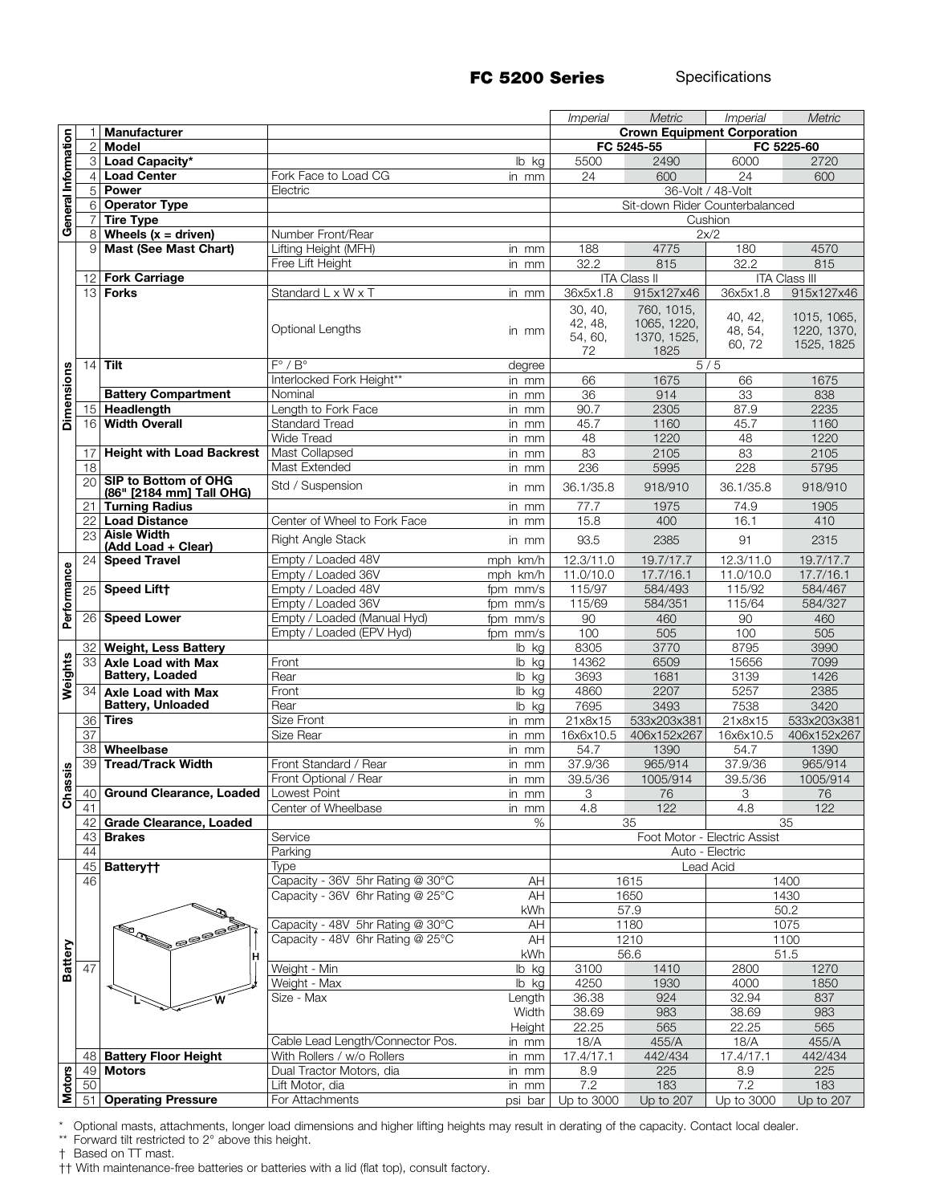## FC 5200 Series

Specifications

| Section | # | Item | Description | Units | Imperial | Metric | Imperial | Metric |
|---|---|---|---|---|---|---|---|---|
| General Information | 1 | **Manufacturer** | | | **Crown Equipment Corporation** | | | |
| | 2 | **Model** | | | **FC 5245-55** | | **FC 5225-60** | |
| | 3 | **Load Capacity*** | | lb kg | 5500 | 2490 | 6000 | 2720 |
| | 4 | **Load Center** | Fork Face to Load CG | in mm | 24 | 600 | 24 | 600 |
| | 5 | **Power** | Electric | | 36-Volt / 48-Volt | | | |
| | 6 | **Operator Type** | | | Sit-down Rider Counterbalanced | | | |
| | 7 | **Tire Type** | | | Cushion | | | |
| | 8 | **Wheels (x = driven)** | Number Front/Rear | | 2x/2 | | | |
| Dimensions | 9 | **Mast (See Mast Chart)** | Lifting Height (MFH) | in mm | 188 | 4775 | 180 | 4570 |
| | | | Free Lift Height | in mm | 32.2 | 815 | 32.2 | 815 |
| | 12 | **Fork Carriage** | | | ITA Class II | | ITA Class III | |
| | 13 | **Forks** | Standard L x W x T | in mm | 36x5x1.8 | 915x127x46 | 36x5x1.8 | 915x127x46 |
| | | | Optional Lengths | in mm | 30, 40, 42, 48, 54, 60, 72 | 760, 1015, 1065, 1220, 1370, 1525, 1825 | 40, 42, 48, 54, 60, 72 | 1015, 1065, 1220, 1370, 1525, 1825 |
| | 14 | **Tilt** | F° / B° | degree | 5 / 5 | | | |
| | | | Interlocked Fork Height** | in mm | 66 | 1675 | 66 | 1675 |
| | | **Battery Compartment** | Nominal | in mm | 36 | 914 | 33 | 838 |
| | 15 | **Headlength** | Length to Fork Face | in mm | 90.7 | 2305 | 87.9 | 2235 |
| | 16 | **Width Overall** | Standard Tread | in mm | 45.7 | 1160 | 45.7 | 1160 |
| | | | Wide Tread | in mm | 48 | 1220 | 48 | 1220 |
| | 17 | **Height with Load Backrest** | Mast Collapsed | in mm | 83 | 2105 | 83 | 2105 |
| | 18 | | Mast Extended | in mm | 236 | 5995 | 228 | 5795 |
| | 20 | **SIP to Bottom of OHG (86" [2184 mm] Tall OHG)** | Std / Suspension | in mm | 36.1/35.8 | 918/910 | 36.1/35.8 | 918/910 |
| | 21 | **Turning Radius** | | in mm | 77.7 | 1975 | 74.9 | 1905 |
| | 22 | **Load Distance** | Center of Wheel to Fork Face | in mm | 15.8 | 400 | 16.1 | 410 |
| | 23 | **Aisle Width (Add Load + Clear)** | Right Angle Stack | in mm | 93.5 | 2385 | 91 | 2315 |
| Performance | 24 | **Speed Travel** | Empty / Loaded 48V | mph km/h | 12.3/11.0 | 19.7/17.7 | 12.3/11.0 | 19.7/17.7 |
| | | | Empty / Loaded 36V | mph km/h | 11.0/10.0 | 17.7/16.1 | 11.0/10.0 | 17.7/16.1 |
| | 25 | **Speed Lift†** | Empty / Loaded 48V | fpm mm/s | 115/97 | 584/493 | 115/92 | 584/467 |
| | | | Empty / Loaded 36V | fpm mm/s | 115/69 | 584/351 | 115/64 | 584/327 |
| | 26 | **Speed Lower** | Empty / Loaded (Manual Hyd) | fpm mm/s | 90 | 460 | 90 | 460 |
| | | | Empty / Loaded (EPV Hyd) | fpm mm/s | 100 | 505 | 100 | 505 |
| Weights | 32 | **Weight, Less Battery** | | lb kg | 8305 | 3770 | 8795 | 3990 |
| | 33 | **Axle Load with Max Battery, Loaded** | Front | lb kg | 14362 | 6509 | 15656 | 7099 |
| | | | Rear | lb kg | 3693 | 1681 | 3139 | 1426 |
| | 34 | **Axle Load with Max Battery, Unloaded** | Front | lb kg | 4860 | 2207 | 5257 | 2385 |
| | | | Rear | lb kg | 7695 | 3493 | 7538 | 3420 |
| Chassis | 36 | **Tires** | Size Front | in mm | 21x8x15 | 533x203x381 | 21x8x15 | 533x203x381 |
| | 37 | | Size Rear | in mm | 16x6x10.5 | 406x152x267 | 16x6x10.5 | 406x152x267 |
| | 38 | **Wheelbase** | | in mm | 54.7 | 1390 | 54.7 | 1390 |
| | 39 | **Tread/Track Width** | Front Standard / Rear | in mm | 37.9/36 | 965/914 | 37.9/36 | 965/914 |
| | | | Front Optional / Rear | in mm | 39.5/36 | 1005/914 | 39.5/36 | 1005/914 |
| | 40 | **Ground Clearance, Loaded** | Lowest Point | in mm | 3 | 76 | 3 | 76 |
| | 41 | | Center of Wheelbase | in mm | 4.8 | 122 | 4.8 | 122 |
| | 42 | **Grade Clearance, Loaded** | | % | 35 | | 35 | |
| | 43 | **Brakes** | Service | | Foot Motor - Electric Assist | | | |
| | 44 | | Parking | | Auto - Electric | | | |
| Battery | 45 | **Battery††** | Type | | Lead Acid | | | |
| | 46 | | Capacity - 36V 5hr Rating @ 30°C | AH | 1615 | | 1400 | |
| | | | Capacity - 36V 6hr Rating @ 25°C | AH | 1650 | | 1430 | |
| | | | | kWh | 57.9 | | 50.2 | |
| | | | Capacity - 48V 5hr Rating @ 30°C | AH | 1180 | | 1075 | |
| | | | Capacity - 48V 6hr Rating @ 25°C | AH | 1210 | | 1100 | |
| | | | | kWh | 56.6 | | 51.5 | |
| | 47 | | Weight - Min | lb kg | 3100 | 1410 | 2800 | 1270 |
| | | | Weight - Max | lb kg | 4250 | 1930 | 4000 | 1850 |
| | | | Size - Max | Length | 36.38 | 924 | 32.94 | 837 |
| | | | | Width | 38.69 | 983 | 38.69 | 983 |
| | | | | Height | 22.25 | 565 | 22.25 | 565 |
| | | | Cable Lead Length/Connector Pos. | in mm | 18/A | 455/A | 18/A | 455/A |
| | 48 | **Battery Floor Height** | With Rollers / w/o Rollers | in mm | 17.4/17.1 | 442/434 | 17.4/17.1 | 442/434 |
| Motors | 49 | **Motors** | Dual Tractor Motors, dia | in mm | 8.9 | 225 | 8.9 | 225 |
| | 50 | | Lift Motor, dia | in mm | 7.2 | 183 | 7.2 | 183 |
| | 51 | **Operating Pressure** | For Attachments | psi bar | Up to 3000 | Up to 207 | Up to 3000 | Up to 207 |

\* Optional masts, attachments, longer load dimensions and higher lifting heights may result in derating of the capacity. Contact local dealer.

** Forward tilt restricted to 2° above this height.

† Based on TT mast.

†† With maintenance-free batteries or batteries with a lid (flat top), consult factory.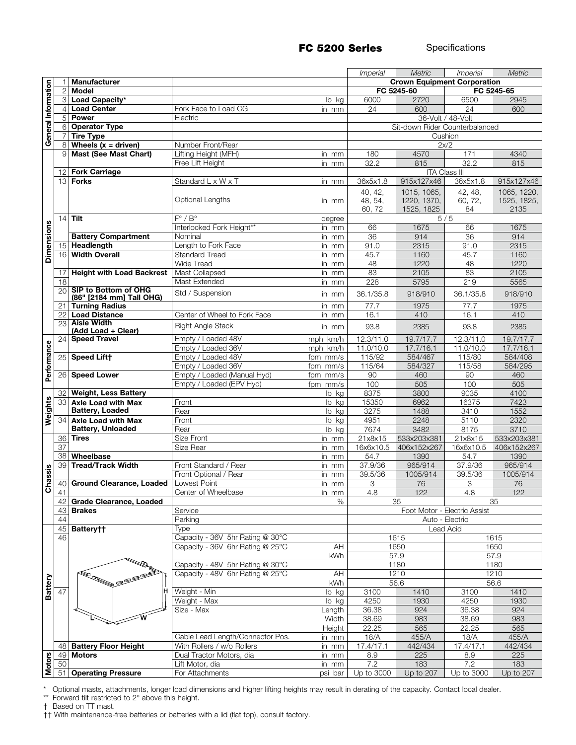## FC 5200 Series Specifications

| Section | # | Item | Description | Units | FC 5245-60 Imperial | FC 5245-60 Metric | FC 5245-65 Imperial | FC 5245-65 Metric |
|---|---|---|---|---|---|---|---|---|
| General Information | 1 | **Manufacturer** | | | Crown Equipment Corporation | | | |
| | 2 | **Model** | | | FC 5245-60 | | FC 5245-65 | |
| | 3 | **Load Capacity*** | | lb kg | 6000 | 2720 | 6500 | 2945 |
| | 4 | **Load Center** | Fork Face to Load CG | in mm | 24 | 600 | 24 | 600 |
| | 5 | **Power** | Electric | | 36-Volt / 48-Volt | | | |
| | 6 | **Operator Type** | | | Sit-down Rider Counterbalanced | | | |
| | 7 | **Tire Type** | | | Cushion | | | |
| | 8 | **Wheels (x = driven)** | Number Front/Rear | | 2x/2 | | | |
| Dimensions | 9 | **Mast (See Mast Chart)** | Lifting Height (MFH) | in mm | 180 | 4570 | 171 | 4340 |
| | | | Free Lift Height | in mm | 32.2 | 815 | 32.2 | 815 |
| | 12 | **Fork Carriage** | | | ITA Class III | | | |
| | 13 | **Forks** | Standard L x W x T | in mm | 36x5x1.8 | 915x127x46 | 36x5x1.8 | 915x127x46 |
| | | | Optional Lengths | in mm | 40, 42, 48, 54, 60, 72 | 1015, 1065, 1220, 1370, 1525, 1825 | 42, 48, 60, 72, 84 | 1065, 1220, 1525, 1825, 2135 |
| | 14 | **Tilt** | F° / B° | degree | 5 / 5 | | | |
| | | | Interlocked Fork Height** | in mm | 66 | 1675 | 66 | 1675 |
| | | **Battery Compartment** | Nominal | in mm | 36 | 914 | 36 | 914 |
| | 15 | **Headlength** | Length to Fork Face | in mm | 91.0 | 2315 | 91.0 | 2315 |
| | 16 | **Width Overall** | Standard Tread | in mm | 45.7 | 1160 | 45.7 | 1160 |
| | | | Wide Tread | in mm | 48 | 1220 | 48 | 1220 |
| | 17 | **Height with Load Backrest** | Mast Collapsed | in mm | 83 | 2105 | 83 | 2105 |
| | 18 | | Mast Extended | in mm | 228 | 5795 | 219 | 5565 |
| | 20 | **SIP to Bottom of OHG (86" [2184 mm] Tall OHG)** | Std / Suspension | in mm | 36.1/35.8 | 918/910 | 36.1/35.8 | 918/910 |
| | 21 | **Turning Radius** | | in mm | 77.7 | 1975 | 77.7 | 1975 |
| | 22 | **Load Distance** | Center of Wheel to Fork Face | in mm | 16.1 | 410 | 16.1 | 410 |
| | 23 | **Aisle Width (Add Load + Clear)** | Right Angle Stack | in mm | 93.8 | 2385 | 93.8 | 2385 |
| Performance | 24 | **Speed Travel** | Empty / Loaded 48V | mph km/h | 12.3/11.0 | 19.7/17.7 | 12.3/11.0 | 19.7/17.7 |
| | | | Empty / Loaded 36V | mph km/h | 11.0/10.0 | 17.7/16.1 | 11.0/10.0 | 17.7/16.1 |
| | 25 | **Speed Lift†** | Empty / Loaded 48V | fpm mm/s | 115/92 | 584/467 | 115/80 | 584/408 |
| | | | Empty / Loaded 36V | fpm mm/s | 115/64 | 584/327 | 115/58 | 584/295 |
| | 26 | **Speed Lower** | Empty / Loaded (Manual Hyd) | fpm mm/s | 90 | 460 | 90 | 460 |
| | | | Empty / Loaded (EPV Hyd) | fpm mm/s | 100 | 505 | 100 | 505 |
| Weights | 32 | **Weight, Less Battery** | | lb kg | 8375 | 3800 | 9035 | 4100 |
| | 33 | **Axle Load with Max Battery, Loaded** | Front | lb kg | 15350 | 6962 | 16375 | 7423 |
| | | | Rear | lb kg | 3275 | 1488 | 3410 | 1552 |
| | 34 | **Axle Load with Max Battery, Unloaded** | Front | lb kg | 4951 | 2248 | 5110 | 2320 |
| | | | Rear | lb kg | 7674 | 3482 | 8175 | 3710 |
| Chassis | 36 | **Tires** | Size Front | in mm | 21x8x15 | 533x203x381 | 21x8x15 | 533x203x381 |
| | 37 | | Size Rear | in mm | 16x6x10.5 | 406x152x267 | 16x6x10.5 | 406x152x267 |
| | 38 | **Wheelbase** | | in mm | 54.7 | 1390 | 54.7 | 1390 |
| | 39 | **Tread/Track Width** | Front Standard / Rear | in mm | 37.9/36 | 965/914 | 37.9/36 | 965/914 |
| | | | Front Optional / Rear | in mm | 39.5/36 | 1005/914 | 39.5/36 | 1005/914 |
| | 40 | **Ground Clearance, Loaded** | Lowest Point | in mm | 3 | 76 | 3 | 76 |
| | 41 | | Center of Wheelbase | in mm | 4.8 | 122 | 4.8 | 122 |
| | 42 | **Grade Clearance, Loaded** | | % | 35 | | 35 | |
| | 43 | **Brakes** | Service | | Foot Motor - Electric Assist | | | |
| | 44 | | Parking | | Auto - Electric | | | |
| Battery | 45 | **Battery††** | Type | | Lead Acid | | | |
| | 46 | | Capacity - 36V 5hr Rating @ 30°C | | 1615 | | 1615 | |
| | | | Capacity - 36V 6hr Rating @ 25°C | AH | 1650 | | 1650 | |
| | | | | kWh | 57.9 | | 57.9 | |
| | | | Capacity - 48V 5hr Rating @ 30°C | | 1180 | | 1180 | |
| | | | Capacity - 48V 6hr Rating @ 25°C | AH | 1210 | | 1210 | |
| | | | | kWh | 56.6 | | 56.6 | |
| | 47 | | Weight - Min | lb kg | 3100 | 1410 | 3100 | 1410 |
| | | | Weight - Max | lb kg | 4250 | 1930 | 4250 | 1930 |
| | | | Size - Max | Length | 36.38 | 924 | 36.38 | 924 |
| | | | | Width | 38.69 | 983 | 38.69 | 983 |
| | | | | Height | 22.25 | 565 | 22.25 | 565 |
| | | | Cable Lead Length/Connector Pos. | in mm | 18/A | 455/A | 18/A | 455/A |
| | 48 | **Battery Floor Height** | With Rollers / w/o Rollers | in mm | 17.4/17.1 | 442/434 | 17.4/17.1 | 442/434 |
| Motors | 49 | **Motors** | Dual Tractor Motors, dia | in mm | 8.9 | 225 | 8.9 | 225 |
| | 50 | | Lift Motor, dia | in mm | 7.2 | 183 | 7.2 | 183 |
| | 51 | **Operating Pressure** | For Attachments | psi bar | Up to 3000 | Up to 207 | Up to 3000 | Up to 207 |

\* Optional masts, attachments, longer load dimensions and higher lifting heights may result in derating of the capacity. Contact local dealer.

** Forward tilt restricted to 2° above this height.

† Based on TT mast.

†† With maintenance-free batteries or batteries with a lid (flat top), consult factory.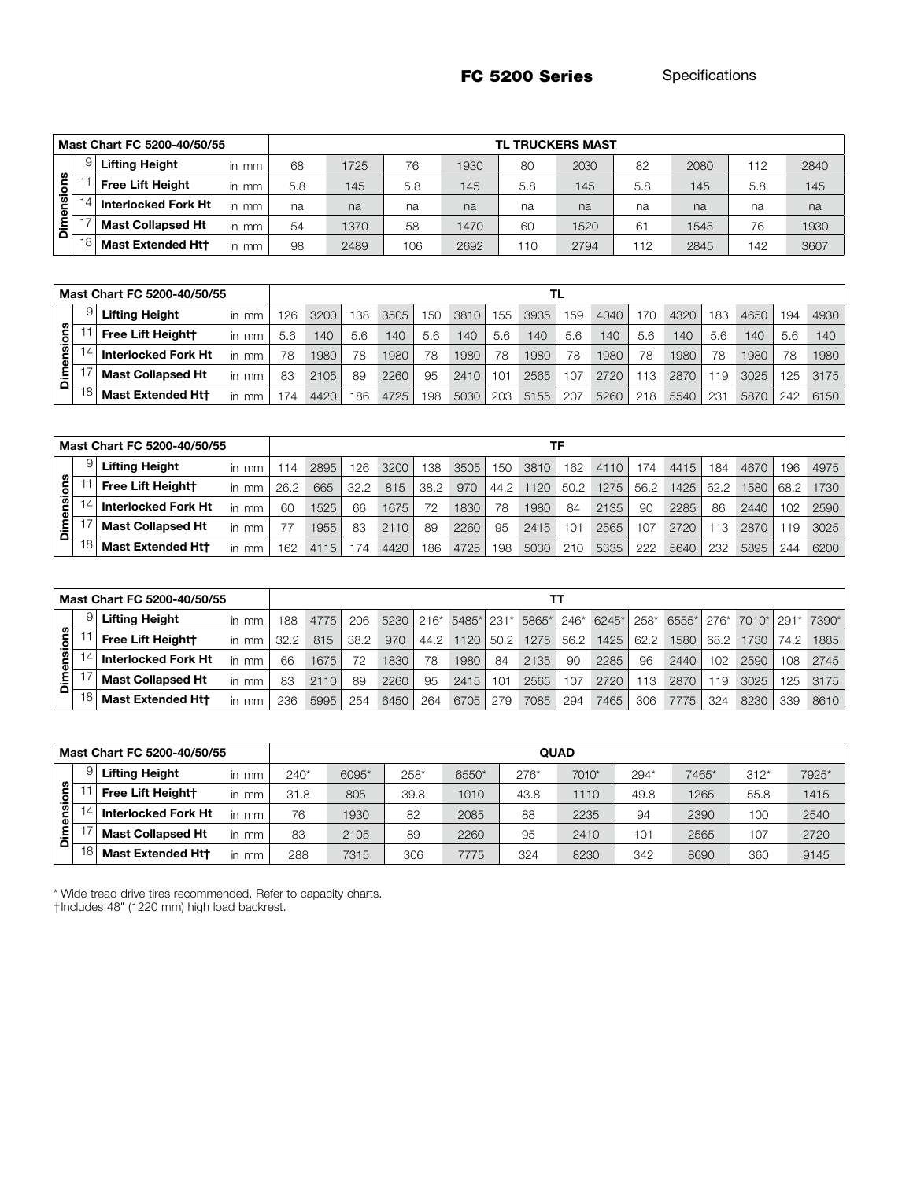# FC 5200 Series Specifications

| Mast Chart FC 5200-40/50/55 | | | | TL TRUCKERS MAST | | | | | | | | | |
|---|---|---|---|---|---|---|---|---|---|---|---|---|---|
| Dimensions | 9 | Lifting Height | in mm | 68 | 1725 | 76 | 1930 | 80 | 2030 | 82 | 2080 | 112 | 2840 |
| | 11 | Free Lift Height | in mm | 5.8 | 145 | 5.8 | 145 | 5.8 | 145 | 5.8 | 145 | 5.8 | 145 |
| | 14 | Interlocked Fork Ht | in mm | na | na | na | na | na | na | na | na | na | na |
| | 17 | Mast Collapsed Ht | in mm | 54 | 1370 | 58 | 1470 | 60 | 1520 | 61 | 1545 | 76 | 1930 |
| | 18 | Mast Extended Ht† | in mm | 98 | 2489 | 106 | 2692 | 110 | 2794 | 112 | 2845 | 142 | 3607 |

| Mast Chart FC 5200-40/50/55 | | | | TL | | | | | | | | | | | | | | | |
|---|---|---|---|---|---|---|---|---|---|---|---|---|---|---|---|---|---|---|---|
| Dimensions | 9 | Lifting Height | in mm | 126 | 3200 | 138 | 3505 | 150 | 3810 | 155 | 3935 | 159 | 4040 | 170 | 4320 | 183 | 4650 | 194 | 4930 |
| | 11 | Free Lift Height† | in mm | 5.6 | 140 | 5.6 | 140 | 5.6 | 140 | 5.6 | 140 | 5.6 | 140 | 5.6 | 140 | 5.6 | 140 | 5.6 | 140 |
| | 14 | Interlocked Fork Ht | in mm | 78 | 1980 | 78 | 1980 | 78 | 1980 | 78 | 1980 | 78 | 1980 | 78 | 1980 | 78 | 1980 | 78 | 1980 |
| | 17 | Mast Collapsed Ht | in mm | 83 | 2105 | 89 | 2260 | 95 | 2410 | 101 | 2565 | 107 | 2720 | 113 | 2870 | 119 | 3025 | 125 | 3175 |
| | 18 | Mast Extended Ht† | in mm | 174 | 4420 | 186 | 4725 | 198 | 5030 | 203 | 5155 | 207 | 5260 | 218 | 5540 | 231 | 5870 | 242 | 6150 |

| Mast Chart FC 5200-40/50/55 | | | | TF | | | | | | | | | | | | | | | |
|---|---|---|---|---|---|---|---|---|---|---|---|---|---|---|---|---|---|---|---|
| Dimensions | 9 | Lifting Height | in mm | 114 | 2895 | 126 | 3200 | 138 | 3505 | 150 | 3810 | 162 | 4110 | 174 | 4415 | 184 | 4670 | 196 | 4975 |
| | 11 | Free Lift Height† | in mm | 26.2 | 665 | 32.2 | 815 | 38.2 | 970 | 44.2 | 1120 | 50.2 | 1275 | 56.2 | 1425 | 62.2 | 1580 | 68.2 | 1730 |
| | 14 | Interlocked Fork Ht | in mm | 60 | 1525 | 66 | 1675 | 72 | 1830 | 78 | 1980 | 84 | 2135 | 90 | 2285 | 86 | 2440 | 102 | 2590 |
| | 17 | Mast Collapsed Ht | in mm | 77 | 1955 | 83 | 2110 | 89 | 2260 | 95 | 2415 | 101 | 2565 | 107 | 2720 | 113 | 2870 | 119 | 3025 |
| | 18 | Mast Extended Ht† | in mm | 162 | 4115 | 174 | 4420 | 186 | 4725 | 198 | 5030 | 210 | 5335 | 222 | 5640 | 232 | 5895 | 244 | 6200 |

| Mast Chart FC 5200-40/50/55 | | | | TT | | | | | | | | | | | | | | | |
|---|---|---|---|---|---|---|---|---|---|---|---|---|---|---|---|---|---|---|---|
| Dimensions | 9 | Lifting Height | in mm | 188 | 4775 | 206 | 5230 | 216* | 5485* | 231* | 5865* | 246* | 6245* | 258* | 6555* | 276* | 7010* | 291* | 7390* |
| | 11 | Free Lift Height† | in mm | 32.2 | 815 | 38.2 | 970 | 44.2 | 1120 | 50.2 | 1275 | 56.2 | 1425 | 62.2 | 1580 | 68.2 | 1730 | 74.2 | 1885 |
| | 14 | Interlocked Fork Ht | in mm | 66 | 1675 | 72 | 1830 | 78 | 1980 | 84 | 2135 | 90 | 2285 | 96 | 2440 | 102 | 2590 | 108 | 2745 |
| | 17 | Mast Collapsed Ht | in mm | 83 | 2110 | 89 | 2260 | 95 | 2415 | 101 | 2565 | 107 | 2720 | 113 | 2870 | 119 | 3025 | 125 | 3175 |
| | 18 | Mast Extended Ht† | in mm | 236 | 5995 | 254 | 6450 | 264 | 6705 | 279 | 7085 | 294 | 7465 | 306 | 7775 | 324 | 8230 | 339 | 8610 |

| Mast Chart FC 5200-40/50/55 | | | | QUAD | | | | | | | | | |
|---|---|---|---|---|---|---|---|---|---|---|---|---|---|
| Dimensions | 9 | Lifting Height | in mm | 240* | 6095* | 258* | 6550* | 276* | 7010* | 294* | 7465* | 312* | 7925* |
| | 11 | Free Lift Height† | in mm | 31.8 | 805 | 39.8 | 1010 | 43.8 | 1110 | 49.8 | 1265 | 55.8 | 1415 |
| | 14 | Interlocked Fork Ht | in mm | 76 | 1930 | 82 | 2085 | 88 | 2235 | 94 | 2390 | 100 | 2540 |
| | 17 | Mast Collapsed Ht | in mm | 83 | 2105 | 89 | 2260 | 95 | 2410 | 101 | 2565 | 107 | 2720 |
| | 18 | Mast Extended Ht† | in mm | 288 | 7315 | 306 | 7775 | 324 | 8230 | 342 | 8690 | 360 | 9145 |

* Wide tread drive tires recommended. Refer to capacity charts.
†Includes 48" (1220 mm) high load backrest.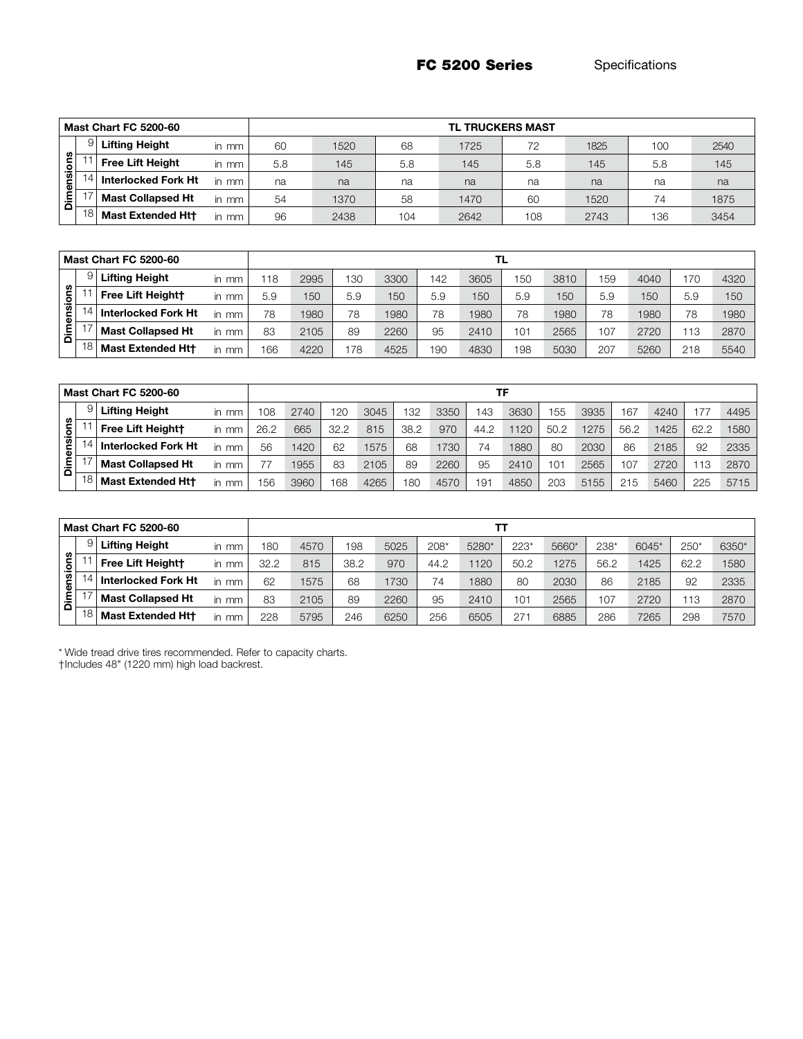## FC 5200 Series Specifications

| Mast Chart FC 5200-60 | | | | TL TRUCKERS MAST | | | | | | | |
|---|---|---|---|---|---|---|---|---|---|---|---|
| Dimensions | 9 | Lifting Height | in mm | 60 | 1520 | 68 | 1725 | 72 | 1825 | 100 | 2540 |
| | 11 | Free Lift Height | in mm | 5.8 | 145 | 5.8 | 145 | 5.8 | 145 | 5.8 | 145 |
| | 14 | Interlocked Fork Ht | in mm | na | na | na | na | na | na | na | na |
| | 17 | Mast Collapsed Ht | in mm | 54 | 1370 | 58 | 1470 | 60 | 1520 | 74 | 1875 |
| | 18 | Mast Extended Ht† | in mm | 96 | 2438 | 104 | 2642 | 108 | 2743 | 136 | 3454 |

| Mast Chart FC 5200-60 | | | | TL | | | | | | | | | | | |
|---|---|---|---|---|---|---|---|---|---|---|---|---|---|---|---|
| Dimensions | 9 | Lifting Height | in mm | 118 | 2995 | 130 | 3300 | 142 | 3605 | 150 | 3810 | 159 | 4040 | 170 | 4320 |
| | 11 | Free Lift Height† | in mm | 5.9 | 150 | 5.9 | 150 | 5.9 | 150 | 5.9 | 150 | 5.9 | 150 | 5.9 | 150 |
| | 14 | Interlocked Fork Ht | in mm | 78 | 1980 | 78 | 1980 | 78 | 1980 | 78 | 1980 | 78 | 1980 | 78 | 1980 |
| | 17 | Mast Collapsed Ht | in mm | 83 | 2105 | 89 | 2260 | 95 | 2410 | 101 | 2565 | 107 | 2720 | 113 | 2870 |
| | 18 | Mast Extended Ht† | in mm | 166 | 4220 | 178 | 4525 | 190 | 4830 | 198 | 5030 | 207 | 5260 | 218 | 5540 |

| Mast Chart FC 5200-60 | | | | TF | | | | | | | | | | | | | |
|---|---|---|---|---|---|---|---|---|---|---|---|---|---|---|---|---|---|
| Dimensions | 9 | Lifting Height | in mm | 108 | 2740 | 120 | 3045 | 132 | 3350 | 143 | 3630 | 155 | 3935 | 167 | 4240 | 177 | 4495 |
| | 11 | Free Lift Height† | in mm | 26.2 | 665 | 32.2 | 815 | 38.2 | 970 | 44.2 | 1120 | 50.2 | 1275 | 56.2 | 1425 | 62.2 | 1580 |
| | 14 | Interlocked Fork Ht | in mm | 56 | 1420 | 62 | 1575 | 68 | 1730 | 74 | 1880 | 80 | 2030 | 86 | 2185 | 92 | 2335 |
| | 17 | Mast Collapsed Ht | in mm | 77 | 1955 | 83 | 2105 | 89 | 2260 | 95 | 2410 | 101 | 2565 | 107 | 2720 | 113 | 2870 |
| | 18 | Mast Extended Ht† | in mm | 156 | 3960 | 168 | 4265 | 180 | 4570 | 191 | 4850 | 203 | 5155 | 215 | 5460 | 225 | 5715 |

| Mast Chart FC 5200-60 | | | | TT | | | | | | | | | | | |
|---|---|---|---|---|---|---|---|---|---|---|---|---|---|---|---|
| Dimensions | 9 | Lifting Height | in mm | 180 | 4570 | 198 | 5025 | 208* | 5280* | 223* | 5660* | 238* | 6045* | 250* | 6350* |
| | 11 | Free Lift Height† | in mm | 32.2 | 815 | 38.2 | 970 | 44.2 | 1120 | 50.2 | 1275 | 56.2 | 1425 | 62.2 | 1580 |
| | 14 | Interlocked Fork Ht | in mm | 62 | 1575 | 68 | 1730 | 74 | 1880 | 80 | 2030 | 86 | 2185 | 92 | 2335 |
| | 17 | Mast Collapsed Ht | in mm | 83 | 2105 | 89 | 2260 | 95 | 2410 | 101 | 2565 | 107 | 2720 | 113 | 2870 |
| | 18 | Mast Extended Ht† | in mm | 228 | 5795 | 246 | 6250 | 256 | 6505 | 271 | 6885 | 286 | 7265 | 298 | 7570 |

\* Wide tread drive tires recommended. Refer to capacity charts.
†Includes 48" (1220 mm) high load backrest.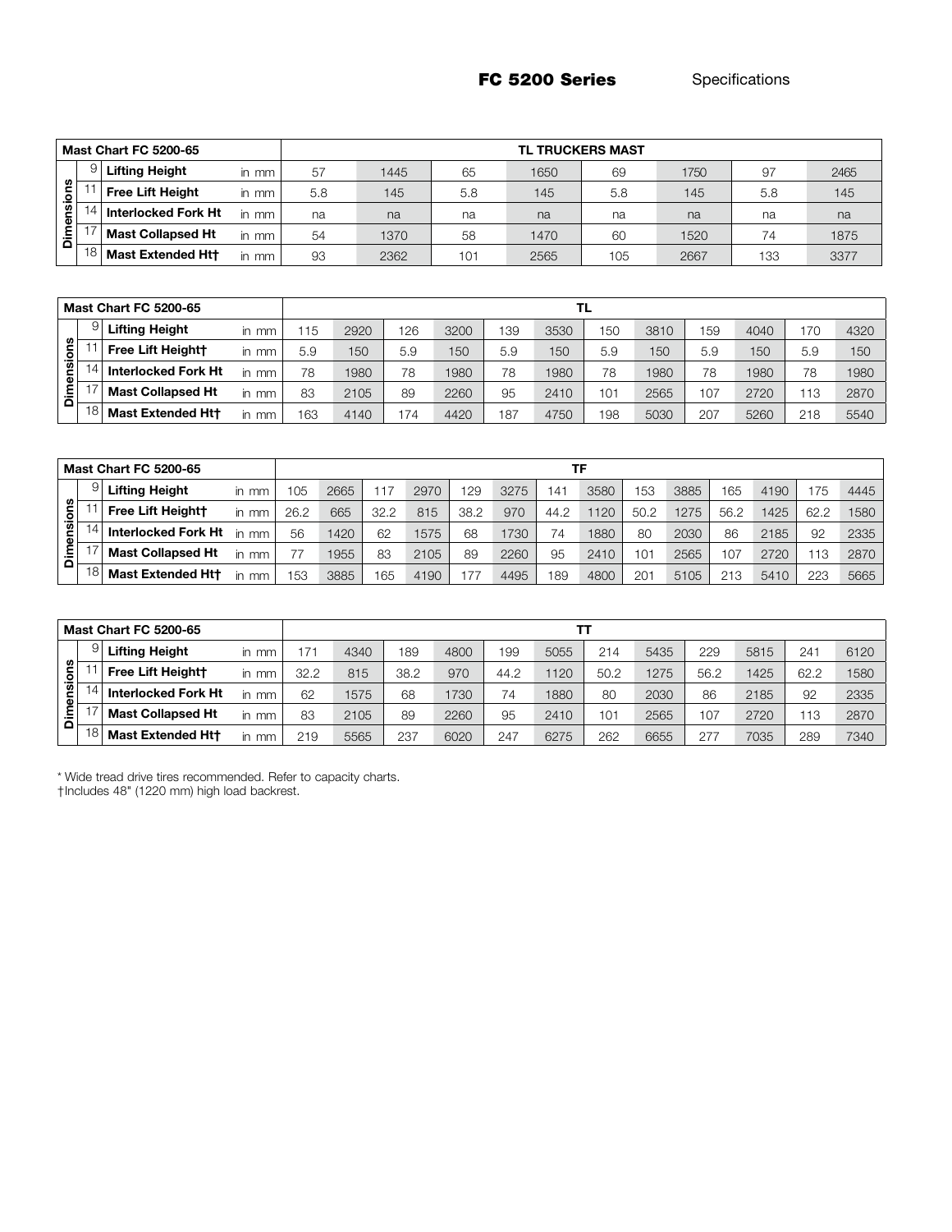## FC 5200 Series Specifications

| Mast Chart FC 5200-65 | | | | TL TRUCKERS MAST | | | | | | | |
|---|---|---|---|---|---|---|---|---|---|---|---|
| Dimensions | 9 | Lifting Height | in mm | 57 | 1445 | 65 | 1650 | 69 | 1750 | 97 | 2465 |
| | 11 | Free Lift Height | in mm | 5.8 | 145 | 5.8 | 145 | 5.8 | 145 | 5.8 | 145 |
| | 14 | Interlocked Fork Ht | in mm | na | na | na | na | na | na | na | na |
| | 17 | Mast Collapsed Ht | in mm | 54 | 1370 | 58 | 1470 | 60 | 1520 | 74 | 1875 |
| | 18 | Mast Extended Ht† | in mm | 93 | 2362 | 101 | 2565 | 105 | 2667 | 133 | 3377 |

| Mast Chart FC 5200-65 | | | | TL | | | | | | | | | | | |
|---|---|---|---|---|---|---|---|---|---|---|---|---|---|---|---|
| Dimensions | 9 | Lifting Height | in mm | 115 | 2920 | 126 | 3200 | 139 | 3530 | 150 | 3810 | 159 | 4040 | 170 | 4320 |
| | 11 | Free Lift Height† | in mm | 5.9 | 150 | 5.9 | 150 | 5.9 | 150 | 5.9 | 150 | 5.9 | 150 | 5.9 | 150 |
| | 14 | Interlocked Fork Ht | in mm | 78 | 1980 | 78 | 1980 | 78 | 1980 | 78 | 1980 | 78 | 1980 | 78 | 1980 |
| | 17 | Mast Collapsed Ht | in mm | 83 | 2105 | 89 | 2260 | 95 | 2410 | 101 | 2565 | 107 | 2720 | 113 | 2870 |
| | 18 | Mast Extended Ht† | in mm | 163 | 4140 | 174 | 4420 | 187 | 4750 | 198 | 5030 | 207 | 5260 | 218 | 5540 |

| Mast Chart FC 5200-65 | | | | TF | | | | | | | | | | | | | |
|---|---|---|---|---|---|---|---|---|---|---|---|---|---|---|---|---|---|
| Dimensions | 9 | Lifting Height | in mm | 105 | 2665 | 117 | 2970 | 129 | 3275 | 141 | 3580 | 153 | 3885 | 165 | 4190 | 175 | 4445 |
| | 11 | Free Lift Height† | in mm | 26.2 | 665 | 32.2 | 815 | 38.2 | 970 | 44.2 | 1120 | 50.2 | 1275 | 56.2 | 1425 | 62.2 | 1580 |
| | 14 | Interlocked Fork Ht | in mm | 56 | 1420 | 62 | 1575 | 68 | 1730 | 74 | 1880 | 80 | 2030 | 86 | 2185 | 92 | 2335 |
| | 17 | Mast Collapsed Ht | in mm | 77 | 1955 | 83 | 2105 | 89 | 2260 | 95 | 2410 | 101 | 2565 | 107 | 2720 | 113 | 2870 |
| | 18 | Mast Extended Ht† | in mm | 153 | 3885 | 165 | 4190 | 177 | 4495 | 189 | 4800 | 201 | 5105 | 213 | 5410 | 223 | 5665 |

| Mast Chart FC 5200-65 | | | | TT | | | | | | | | | | | |
|---|---|---|---|---|---|---|---|---|---|---|---|---|---|---|---|
| Dimensions | 9 | Lifting Height | in mm | 171 | 4340 | 189 | 4800 | 199 | 5055 | 214 | 5435 | 229 | 5815 | 241 | 6120 |
| | 11 | Free Lift Height† | in mm | 32.2 | 815 | 38.2 | 970 | 44.2 | 1120 | 50.2 | 1275 | 56.2 | 1425 | 62.2 | 1580 |
| | 14 | Interlocked Fork Ht | in mm | 62 | 1575 | 68 | 1730 | 74 | 1880 | 80 | 2030 | 86 | 2185 | 92 | 2335 |
| | 17 | Mast Collapsed Ht | in mm | 83 | 2105 | 89 | 2260 | 95 | 2410 | 101 | 2565 | 107 | 2720 | 113 | 2870 |
| | 18 | Mast Extended Ht† | in mm | 219 | 5565 | 237 | 6020 | 247 | 6275 | 262 | 6655 | 277 | 7035 | 289 | 7340 |

* Wide tread drive tires recommended. Refer to capacity charts.
†Includes 48" (1220 mm) high load backrest.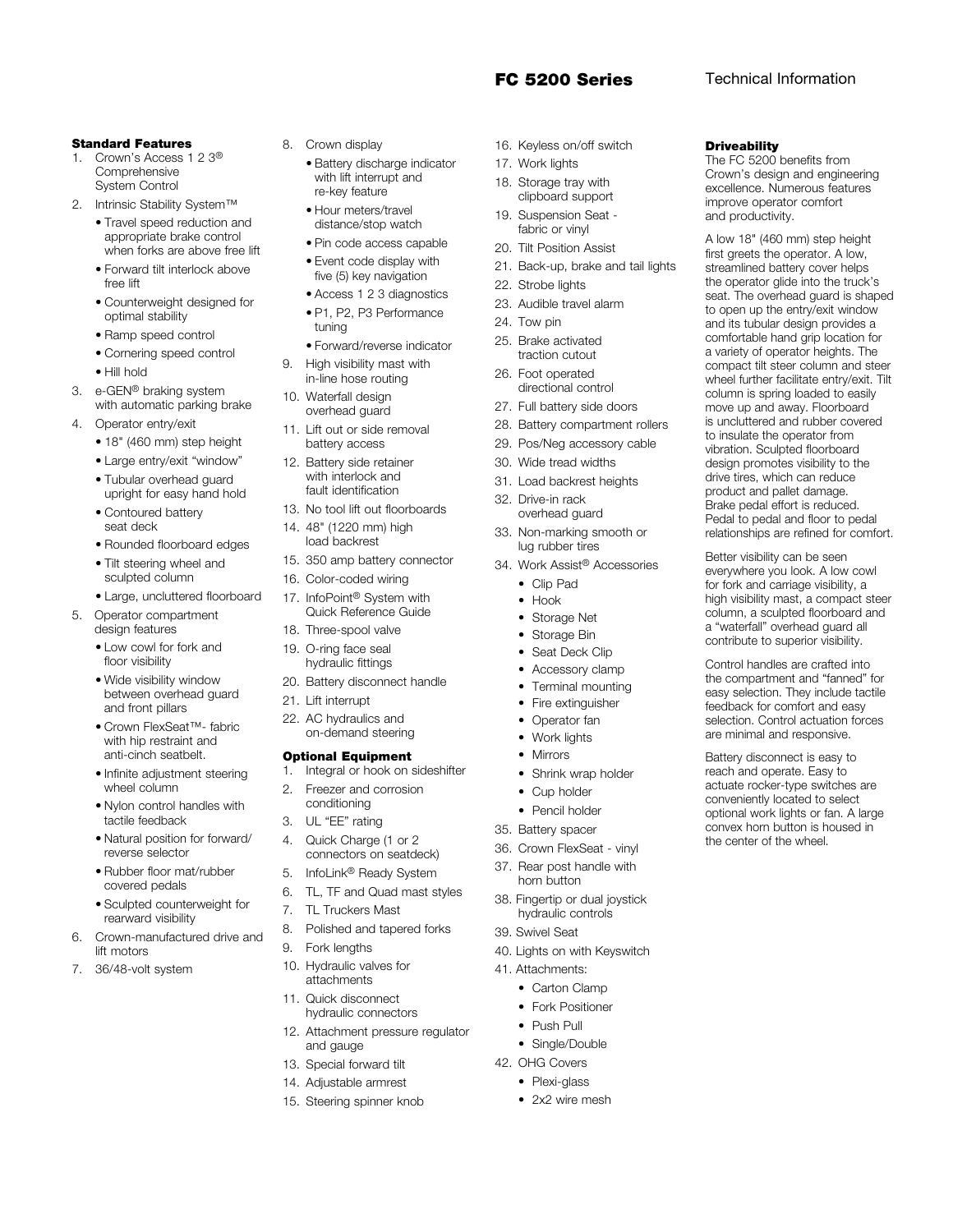## Standard Features

1. Crown's Access 1 2 3® Comprehensive System Control
2. Intrinsic Stability System™
   - Travel speed reduction and appropriate brake control when forks are above free lift
   - Forward tilt interlock above free lift
   - Counterweight designed for optimal stability
   - Ramp speed control
   - Cornering speed control
   - Hill hold
3. e-GEN® braking system with automatic parking brake
4. Operator entry/exit
   - 18" (460 mm) step height
   - Large entry/exit "window"
   - Tubular overhead guard upright for easy hand hold
   - Contoured battery seat deck
   - Rounded floorboard edges
   - Tilt steering wheel and sculpted column
   - Large, uncluttered floorboard
5. Operator compartment design features
   - Low cowl for fork and floor visibility
   - Wide visibility window between overhead guard and front pillars
   - Crown FlexSeat™- fabric with hip restraint and anti-cinch seatbelt.
   - Infinite adjustment steering wheel column
   - Nylon control handles with tactile feedback
   - Natural position for forward/reverse selector
   - Rubber floor mat/rubber covered pedals
   - Sculpted counterweight for rearward visibility
6. Crown-manufactured drive and lift motors
7. 36/48-volt system
8. Crown display
   - Battery discharge indicator with lift interrupt and re-key feature
   - Hour meters/travel distance/stop watch
   - Pin code access capable
   - Event code display with five (5) key navigation
   - Access 1 2 3 diagnostics
   - P1, P2, P3 Performance tuning
   - Forward/reverse indicator
9. High visibility mast with in-line hose routing
10. Waterfall design overhead guard
11. Lift out or side removal battery access
12. Battery side retainer with interlock and fault identification
13. No tool lift out floorboards
14. 48" (1220 mm) high load backrest
15. 350 amp battery connector
16. Color-coded wiring
17. InfoPoint® System with Quick Reference Guide
18. Three-spool valve
19. O-ring face seal hydraulic fittings
20. Battery disconnect handle
21. Lift interrupt
22. AC hydraulics and on-demand steering

## Optional Equipment

1. Integral or hook on sideshifter
2. Freezer and corrosion conditioning
3. UL "EE" rating
4. Quick Charge (1 or 2 connectors on seatdeck)
5. InfoLink® Ready System
6. TL, TF and Quad mast styles
7. TL Truckers Mast
8. Polished and tapered forks
9. Fork lengths
10. Hydraulic valves for attachments
11. Quick disconnect hydraulic connectors
12. Attachment pressure regulator and gauge
13. Special forward tilt
14. Adjustable armrest
15. Steering spinner knob
16. Keyless on/off switch
17. Work lights
18. Storage tray with clipboard support
19. Suspension Seat - fabric or vinyl
20. Tilt Position Assist
21. Back-up, brake and tail lights
22. Strobe lights
23. Audible travel alarm
24. Tow pin
25. Brake activated traction cutout
26. Foot operated directional control
27. Full battery side doors
28. Battery compartment rollers
29. Pos/Neg accessory cable
30. Wide tread widths
31. Load backrest heights
32. Drive-in rack overhead guard
33. Non-marking smooth or lug rubber tires
34. Work Assist® Accessories
   - Clip Pad
   - Hook
   - Storage Net
   - Storage Bin
   - Seat Deck Clip
   - Accessory clamp
   - Terminal mounting
   - Fire extinguisher
   - Operator fan
   - Work lights
   - Mirrors
   - Shrink wrap holder
   - Cup holder
   - Pencil holder
35. Battery spacer
36. Crown FlexSeat - vinyl
37. Rear post handle with horn button
38. Fingertip or dual joystick hydraulic controls
39. Swivel Seat
40. Lights on with Keyswitch
41. Attachments:
   - Carton Clamp
   - Fork Positioner
   - Push Pull
   - Single/Double
42. OHG Covers
   - Plexi-glass
   - 2x2 wire mesh

## Driveability

The FC 5200 benefits from Crown's design and engineering excellence. Numerous features improve operator comfort and productivity.

A low 18" (460 mm) step height first greets the operator. A low, streamlined battery cover helps the operator glide into the truck's seat. The overhead guard is shaped to open up the entry/exit window and its tubular design provides a comfortable hand grip location for a variety of operator heights. The compact tilt steer column and steer wheel further facilitate entry/exit. Tilt column is spring loaded to easily move up and away. Floorboard is uncluttered and rubber covered to insulate the operator from vibration. Sculpted floorboard design promotes visibility to the drive tires, which can reduce product and pallet damage. Brake pedal effort is reduced. Pedal to pedal and floor to pedal relationships are refined for comfort.

Better visibility can be seen everywhere you look. A low cowl for fork and carriage visibility, a high visibility mast, a compact steer column, a sculpted floorboard and a "waterfall" overhead guard all contribute to superior visibility.

Control handles are crafted into the compartment and "fanned" for easy selection. They include tactile feedback for comfort and easy selection. Control actuation forces are minimal and responsive.

Battery disconnect is easy to reach and operate. Easy to actuate rocker-type switches are conveniently located to select optional work lights or fan. A large convex horn button is housed in the center of the wheel.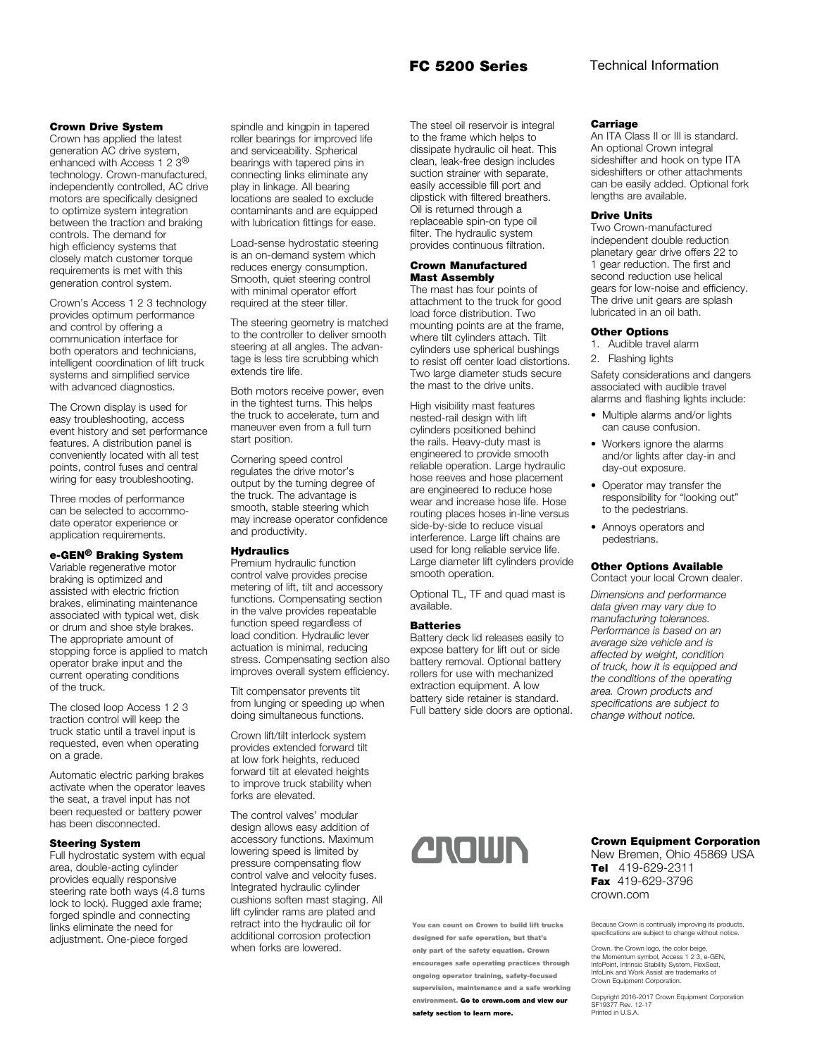## Crown Drive System

Crown has applied the latest generation AC drive system, enhanced with Access 1 2 3® technology. Crown-manufactured, independently controlled, AC drive motors are specifically designed to optimize system integration between the traction and braking controls. The demand for high efficiency systems that closely match customer torque requirements is met with this generation control system.

Crown's Access 1 2 3 technology provides optimum performance and control by offering a communication interface for both operators and technicians, intelligent coordination of lift truck systems and simplified service with advanced diagnostics.

The Crown display is used for easy troubleshooting, access event history and set performance features. A distribution panel is conveniently located with all test points, control fuses and central wiring for easy troubleshooting.

Three modes of performance can be selected to accommodate operator experience or application requirements.

## e-GEN® Braking System

Variable regenerative motor braking is optimized and assisted with electric friction brakes, eliminating maintenance associated with typical wet, disk or drum and shoe style brakes. The appropriate amount of stopping force is applied to match operator brake input and the current operating conditions of the truck.

The closed loop Access 1 2 3 traction control will keep the truck static until a travel input is requested, even when operating on a grade.

Automatic electric parking brakes activate when the operator leaves the seat, a travel input has not been requested or battery power has been disconnected.

## Steering System

Full hydrostatic system with equal area, double-acting cylinder provides equally responsive steering rate both ways (4.8 turns lock to lock). Rugged axle frame; forged spindle and connecting links eliminate the need for adjustment. One-piece forged spindle and kingpin in tapered roller bearings for improved life and serviceability. Spherical bearings with tapered pins in connecting links eliminate any play in linkage. All bearing locations are sealed to exclude contaminants and are equipped with lubrication fittings for ease.

Load-sense hydrostatic steering is an on-demand system which reduces energy consumption. Smooth, quiet steering control with minimal operator effort required at the steer tiller.

The steering geometry is matched to the controller to deliver smooth steering at all angles. The advantage is less tire scrubbing which extends tire life.

Both motors receive power, even in the tightest turns. This helps the truck to accelerate, turn and maneuver even from a full turn start position.

Cornering speed control regulates the drive motor's output by the turning degree of the truck. The advantage is smooth, stable steering which may increase operator confidence and productivity.

## Hydraulics

Premium hydraulic function control valve provides precise metering of lift, tilt and accessory functions. Compensating section in the valve provides repeatable function speed regardless of load condition. Hydraulic lever actuation is minimal, reducing stress. Compensating section also improves overall system efficiency.

Tilt compensator prevents tilt from lunging or speeding up when doing simultaneous functions.

Crown lift/tilt interlock system provides extended forward tilt at low fork heights, reduced forward tilt at elevated heights to improve truck stability when forks are elevated.

The control valves' modular design allows easy addition of accessory functions. Maximum lowering speed is limited by pressure compensating flow control valve and velocity fuses. Integrated hydraulic cylinder cushions soften mast staging. All lift cylinder rams are plated and retract into the hydraulic oil for additional corrosion protection when forks are lowered.

The steel oil reservoir is integral to the frame which helps to dissipate hydraulic oil heat. This clean, leak-free design includes suction strainer with separate, easily accessible fill port and dipstick with filtered breathers. Oil is returned through a replaceable spin-on type oil filter. The hydraulic system provides continuous filtration.

## Crown Manufactured Mast Assembly

The mast has four points of attachment to the truck for good load force distribution. Two mounting points are at the frame, where tilt cylinders attach. Tilt cylinders use spherical bushings to resist off center load distortions. Two large diameter studs secure the mast to the drive units.

High visibility mast features nested-rail design with lift cylinders positioned behind the rails. Heavy-duty mast is engineered to provide smooth reliable operation. Large hydraulic hose reeves and hose placement are engineered to reduce hose wear and increase hose life. Hose routing places hoses in-line versus side-by-side to reduce visual interference. Large lift chains are used for long reliable service life. Large diameter lift cylinders provide smooth operation.

Optional TL, TF and quad mast is available.

## Batteries

Battery deck lid releases easily to expose battery for lift out or side battery removal. Optional battery rollers for use with mechanized extraction equipment. A low battery side retainer is standard. Full battery side doors are optional.

## Carriage

An ITA Class II or III is standard. An optional Crown integral sideshifter and hook on type ITA sideshifters or other attachments can be easily added. Optional fork lengths are available.

## Drive Units

Two Crown-manufactured independent double reduction planetary gear drive offers 22 to 1 gear reduction. The first and second reduction use helical gears for low-noise and efficiency. The drive unit gears are splash lubricated in an oil bath.

## Other Options

1. Audible travel alarm
2. Flashing lights

Safety considerations and dangers associated with audible travel alarms and flashing lights include:

- Multiple alarms and/or lights can cause confusion.
- Workers ignore the alarms and/or lights after day-in and day-out exposure.
- Operator may transfer the responsibility for "looking out" to the pedestrians.
- Annoys operators and pedestrians.

## Other Options Available

Contact your local Crown dealer.

*Dimensions and performance data given may vary due to manufacturing tolerances. Performance is based on an average size vehicle and is affected by weight, condition of truck, how it is equipped and the conditions of the operating area. Crown products and specifications are subject to change without notice.*

CROWN

**You can count on Crown to build lift trucks designed for safe operation, but that's only part of the safety equation. Crown encourages safe operating practices through ongoing operator training, safety-focused supervision, maintenance and a safe working environment. Go to crown.com and view our safety section to learn more.**

**Crown Equipment Corporation**
New Bremen, Ohio 45869 USA
**Tel** 419-629-2311
**Fax** 419-629-3796
crown.com

Because Crown is continually improving its products, specifications are subject to change without notice.

Crown, the Crown logo, the color beige, the Momentum symbol, Access 1 2 3, e-GEN, InfoPoint, Intrinsic Stability System, FlexSeat, InfoLink and Work Assist are trademarks of Crown Equipment Corporation.

Copyright 2016-2017 Crown Equipment Corporation
SF19377 Rev. 12-17
Printed in U.S.A.